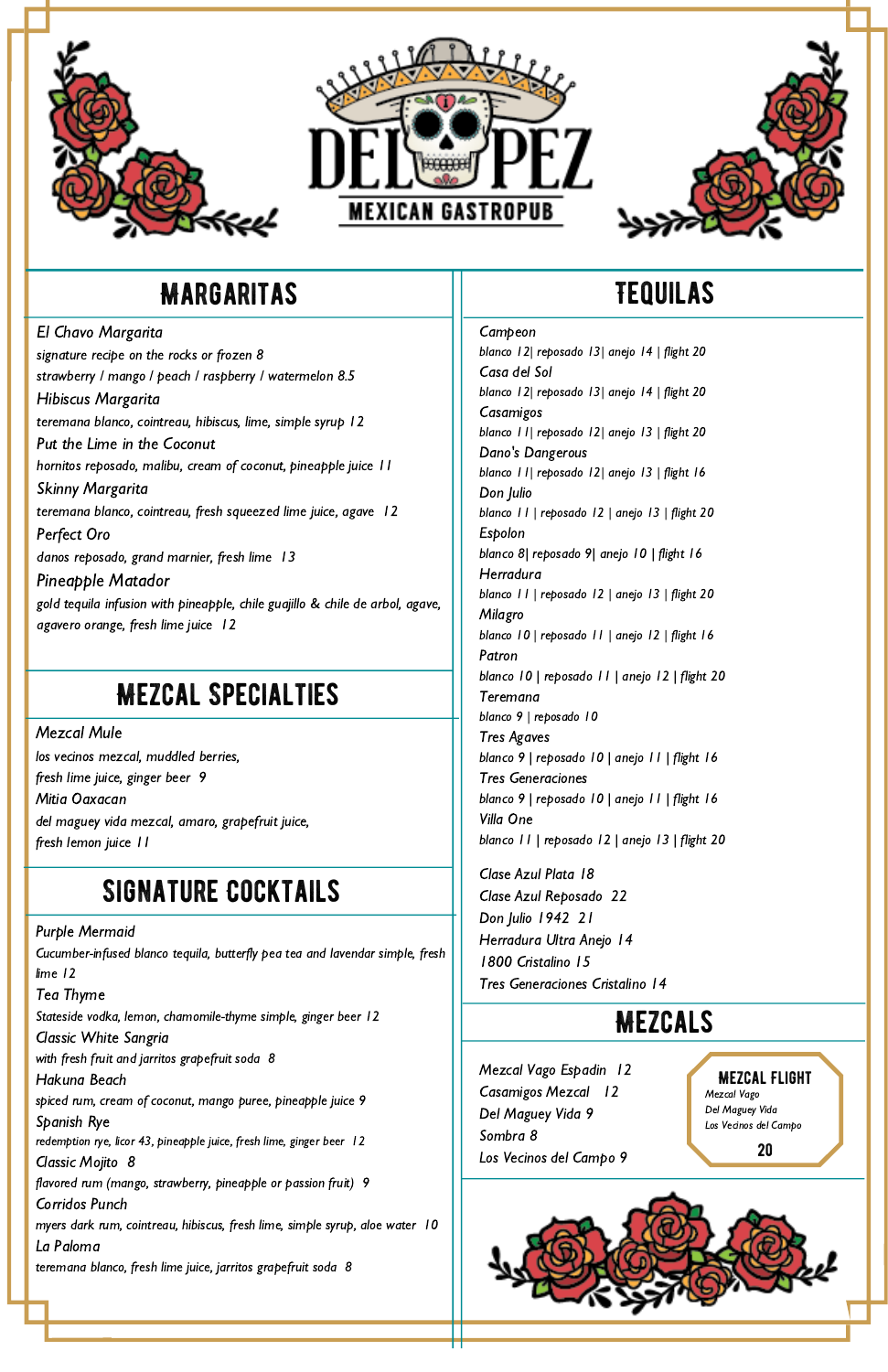# DEL PEZ

MEXICAN GASTROPUB

## MARGARITAS

*El Chavo Margarita*
*signature recipe on the rocks or frozen 8*
*strawberry / mango / peach / raspberry / watermelon 8.5*

*Hibiscus Margarita*
*teremana blanco, cointreau, hibiscus, lime, simple syrup 12*

*Put the Lime in the Coconut*
*hornitos reposado, malibu, cream of coconut, pineapple juice 11*

*Skinny Margarita*
*teremana blanco, cointreau, fresh squeezed lime juice, agave 12*

*Perfect Oro*
*danos reposado, grand marnier, fresh lime 13*

*Pineapple Matador*
*gold tequila infusion with pineapple, chile guajillo & chile de arbol, agave, agavero orange, fresh lime juice 12*

## MEZCAL SPECIALTIES

*Mezcal Mule*
*los vecinos mezcal, muddled berries, fresh lime juice, ginger beer 9*

*Mitia Oaxacan*
*del maguey vida mezcal, amaro, grapefruit juice, fresh lemon juice 11*

## SIGNATURE COCKTAILS

*Purple Mermaid*
*Cucumber-infused blanco tequila, butterfly pea tea and lavendar simple, fresh lime 12*

*Tea Thyme*
*Stateside vodka, lemon, chamomile-thyme simple, ginger beer 12*

*Classic White Sangria*
*with fresh fruit and jarritos grapefruit soda 8*

*Hakuna Beach*
*spiced rum, cream of coconut, mango puree, pineapple juice 9*

*Spanish Rye*
*redemption rye, licor 43, pineapple juice, fresh lime, ginger beer 12*

*Classic Mojito 8*
*flavored rum (mango, strawberry, pineapple or passion fruit) 9*

*Corridos Punch*
*myers dark rum, cointreau, hibiscus, fresh lime, simple syrup, aloe water 10*

*La Paloma*
*teremana blanco, fresh lime juice, jarritos grapefruit soda 8*

## TEQUILAS

*Campeon*
*blanco 12| reposado 13| anejo 14 | flight 20*

*Casa del Sol*
*blanco 12| reposado 13| anejo 14 | flight 20*

*Casamigos*
*blanco 11| reposado 12| anejo 13 | flight 20*

*Dano's Dangerous*
*blanco 11| reposado 12| anejo 13 | flight 16*

*Don Julio*
*blanco 11 | reposado 12 | anejo 13 | flight 20*

*Espolon*
*blanco 8| reposado 9| anejo 10 | flight 16*

*Herradura*
*blanco 11 | reposado 12 | anejo 13 | flight 20*

*Milagro*
*blanco 10 | reposado 11 | anejo 12 | flight 16*

*Patron*
*blanco 10 | reposado 11 | anejo 12 | flight 20*

*Teremana*
*blanco 9 | reposado 10*

*Tres Agaves*
*blanco 9 | reposado 10 | anejo 11 | flight 16*

*Tres Generaciones*
*blanco 9 | reposado 10 | anejo 11 | flight 16*

*Villa One*
*blanco 11 | reposado 12 | anejo 13 | flight 20*

*Clase Azul Plata 18*
*Clase Azul Reposado 22*
*Don Julio 1942 21*
*Herradura Ultra Anejo 14*
*1800 Cristalino 15*
*Tres Generaciones Cristalino 14*

## MEZCALS

*Mezcal Vago Espadin 12*
*Casamigos Mezcal 12*
*Del Maguey Vida 9*
*Sombra 8*
*Los Vecinos del Campo 9*

### MEZCAL FLIGHT

*Mezcal Vago*
*Del Maguey Vida*
*Los Vecinos del Campo*

20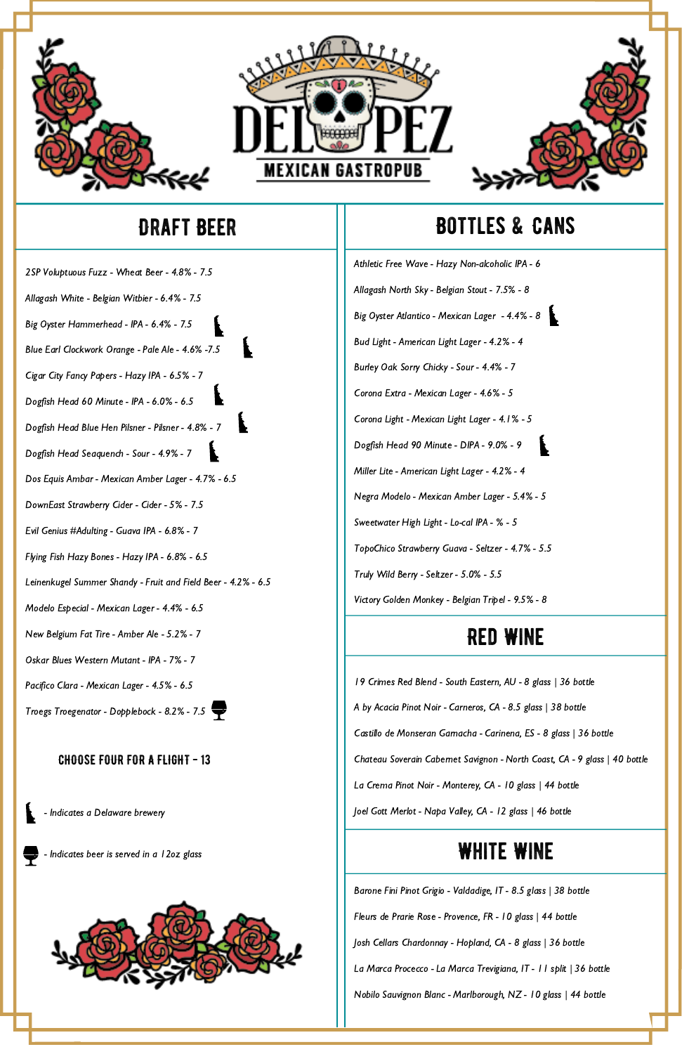# DEL PEZ

MEXICAN GASTROPUB

## DRAFT BEER

2SP Voluptuous Fuzz - Wheat Beer - 4.8% - 7.5

Allagash White - Belgian Witbier - 6.4% - 7.5

Big Oyster Hammerhead - IPA - 6.4% - 7.5

Blue Earl Clockwork Orange - Pale Ale - 4.6% -7.5

Cigar City Fancy Papers - Hazy IPA - 6.5% - 7

Dogfish Head 60 Minute - IPA - 6.0% - 6.5

Dogfish Head Blue Hen Pilsner - Pilsner - 4.8% - 7

Dogfish Head Seaquench - Sour - 4.9% - 7

Dos Equis Ambar - Mexican Amber Lager - 4.7% - 6.5

DownEast Strawberry Cider - Cider - 5% - 7.5

Evil Genius #Adulting - Guava IPA - 6.8% - 7

Flying Fish Hazy Bones - Hazy IPA - 6.8% - 6.5

Leinenkugel Summer Shandy - Fruit and Field Beer - 4.2% - 6.5

Modelo Especial - Mexican Lager - 4.4% - 6.5

New Belgium Fat Tire - Amber Ale - 5.2% - 7

Oskar Blues Western Mutant - IPA - 7% - 7

Pacifico Clara - Mexican Lager - 4.5% - 6.5

Troegs Troegenator - Dopplebock - 8.2% - 7.5

### CHOOSE FOUR FOR A FLIGHT - 13

- Indicates a Delaware brewery

- Indicates beer is served in a 12oz glass

## BOTTLES & CANS

Athletic Free Wave - Hazy Non-alcoholic IPA - 6

Allagash North Sky - Belgian Stout - 7.5% - 8

Big Oyster Atlantico - Mexican Lager - 4.4% - 8

Bud Light - American Light Lager - 4.2% - 4

Burley Oak Sorry Chicky - Sour - 4.4% - 7

Corona Extra - Mexican Lager - 4.6% - 5

Corona Light - Mexican Light Lager - 4.1% - 5

Dogfish Head 90 Minute - DIPA - 9.0% - 9

Miller Lite - American Light Lager - 4.2% - 4

Negra Modelo - Mexican Amber Lager - 5.4% - 5

Sweetwater High Light - Lo-cal IPA - % - 5

TopoChico Strawberry Guava - Seltzer - 4.7% - 5.5

Truly Wild Berry - Seltzer - 5.0% - 5.5

Victory Golden Monkey - Belgian Tripel - 9.5% - 8

## RED WINE

19 Crimes Red Blend - South Eastern, AU - 8 glass | 36 bottle

A by Acacia Pinot Noir - Carneros, CA - 8.5 glass | 38 bottle

Castillo de Monseran Gamacha - Carinena, ES - 8 glass | 36 bottle

Chateau Soverain Cabernet Savignon - North Coast, CA - 9 glass | 40 bottle

La Crema Pinot Noir - Monterey, CA - 10 glass | 44 bottle

Joel Gott Merlot - Napa Valley, CA - 12 glass | 46 bottle

## WHITE WINE

Barone Fini Pinot Grigio - Valdadige, IT - 8.5 glass | 38 bottle

Fleurs de Prarie Rose - Provence, FR - 10 glass | 44 bottle

Josh Cellars Chardonnay - Hopland, CA - 8 glass | 36 bottle

La Marca Procecco - La Marca Trevigiana, IT - 11 split | 36 bottle

Nobilo Sauvignon Blanc - Marlborough, NZ - 10 glass | 44 bottle